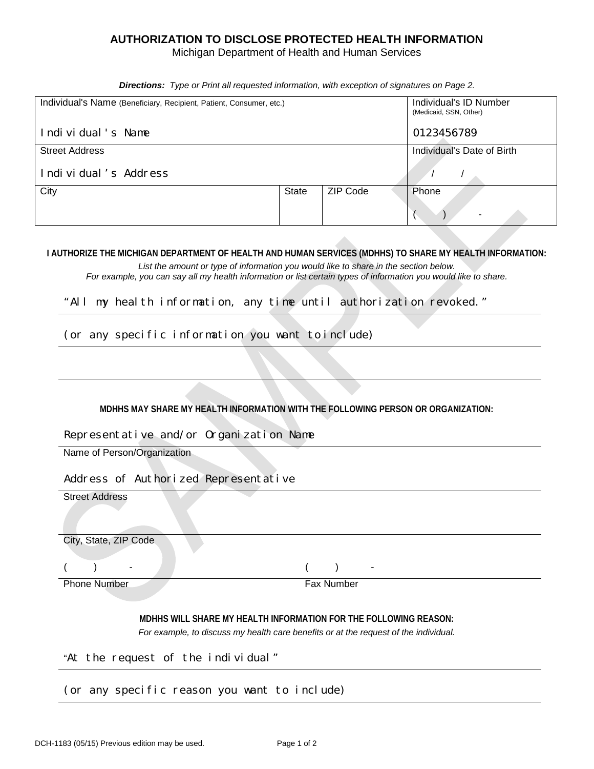# AUTHORIZATION TO DISCLOSE PROTECTED HEALTH INFORMATION

Michigan Department of Health and Human Services

***Directions:*** *Type or Print all requested information, with exception of signatures on Page 2.*

| Individual's Name (Beneficiary, Recipient, Patient, Consumer, etc.) | | | Individual's ID Number (Medicaid, SSN, Other) |
|---|---|---|---|
| Individual's Name | | | 0123456789 |
| **Street Address** | | | **Individual's Date of Birth** |
| Individual's Address | | | / / |
| **City** | **State** | **ZIP Code** | **Phone** |
| | | | ( ) - |

**I AUTHORIZE THE MICHIGAN DEPARTMENT OF HEALTH AND HUMAN SERVICES (MDHHS) TO SHARE MY HEALTH INFORMATION:**

*List the amount or type of information you would like to share in the section below.*
*For example, you can say all my health information or list certain types of information you would like to share.*

"All my health information, any time until authorization revoked."

(or any specific information you want to include)

**MDHHS MAY SHARE MY HEALTH INFORMATION WITH THE FOLLOWING PERSON OR ORGANIZATION:**

Representative and/or Organization Name

Name of Person/Organization

Address of Authorized Representative

Street Address

City, State, ZIP Code

( ) -

Phone Number

( ) -

Fax Number

**MDHHS WILL SHARE MY HEALTH INFORMATION FOR THE FOLLOWING REASON:**

*For example, to discuss my health care benefits or at the request of the individual.*

"At the request of the individual"

(or any specific reason you want to include)

SAMPLE

DCH-1183 (05/15) Previous edition may be used.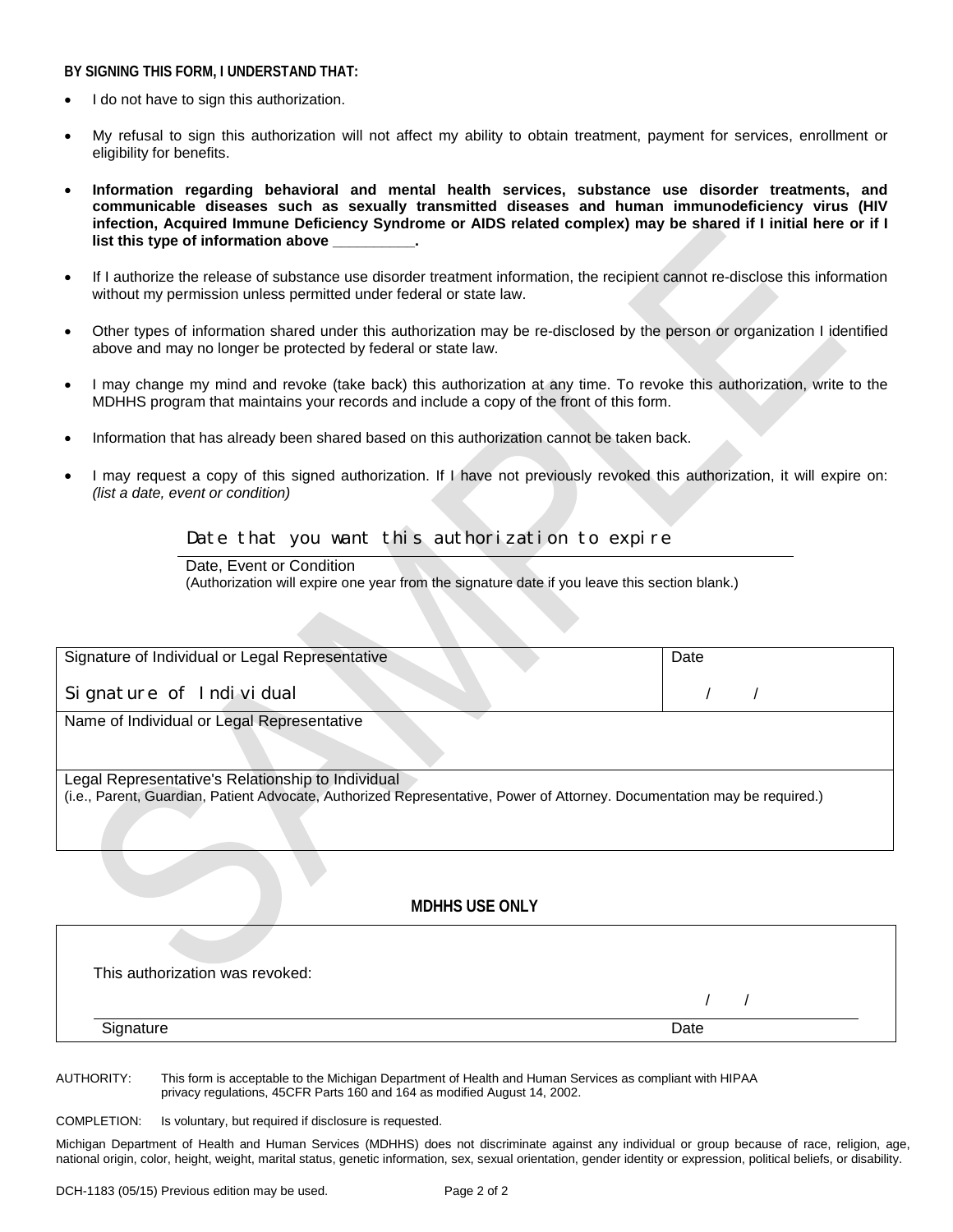**BY SIGNING THIS FORM, I UNDERSTAND THAT:**

- I do not have to sign this authorization.
- My refusal to sign this authorization will not affect my ability to obtain treatment, payment for services, enrollment or eligibility for benefits.
- **Information regarding behavioral and mental health services, substance use disorder treatments, and communicable diseases such as sexually transmitted diseases and human immunodeficiency virus (HIV infection, Acquired Immune Deficiency Syndrome or AIDS related complex) may be shared if I initial here or if I list this type of information above __________.**
- If I authorize the release of substance use disorder treatment information, the recipient cannot re-disclose this information without my permission unless permitted under federal or state law.
- Other types of information shared under this authorization may be re-disclosed by the person or organization I identified above and may no longer be protected by federal or state law.
- I may change my mind and revoke (take back) this authorization at any time. To revoke this authorization, write to the MDHHS program that maintains your records and include a copy of the front of this form.
- Information that has already been shared based on this authorization cannot be taken back.
- I may request a copy of this signed authorization. If I have not previously revoked this authorization, it will expire on: *(list a date, event or condition)*

Date that you want this authorization to expire

Date, Event or Condition
(Authorization will expire one year from the signature date if you leave this section blank.)

| Signature of Individual or Legal Representative | Date |
|---|---|
| Signature of Individual | / / |
| Name of Individual or Legal Representative | |
| Legal Representative's Relationship to Individual<br>(i.e., Parent, Guardian, Patient Advocate, Authorized Representative, Power of Attorney. Documentation may be required.) | |

SAMPLE

**MDHHS USE ONLY**

This authorization was revoked:

| Signature | Date |
|---|---|
| | / / |

AUTHORITY: This form is acceptable to the Michigan Department of Health and Human Services as compliant with HIPAA privacy regulations, 45CFR Parts 160 and 164 as modified August 14, 2002.

COMPLETION: Is voluntary, but required if disclosure is requested.

Michigan Department of Health and Human Services (MDHHS) does not discriminate against any individual or group because of race, religion, age, national origin, color, height, weight, marital status, genetic information, sex, sexual orientation, gender identity or expression, political beliefs, or disability.

DCH-1183 (05/15) Previous edition may be used.